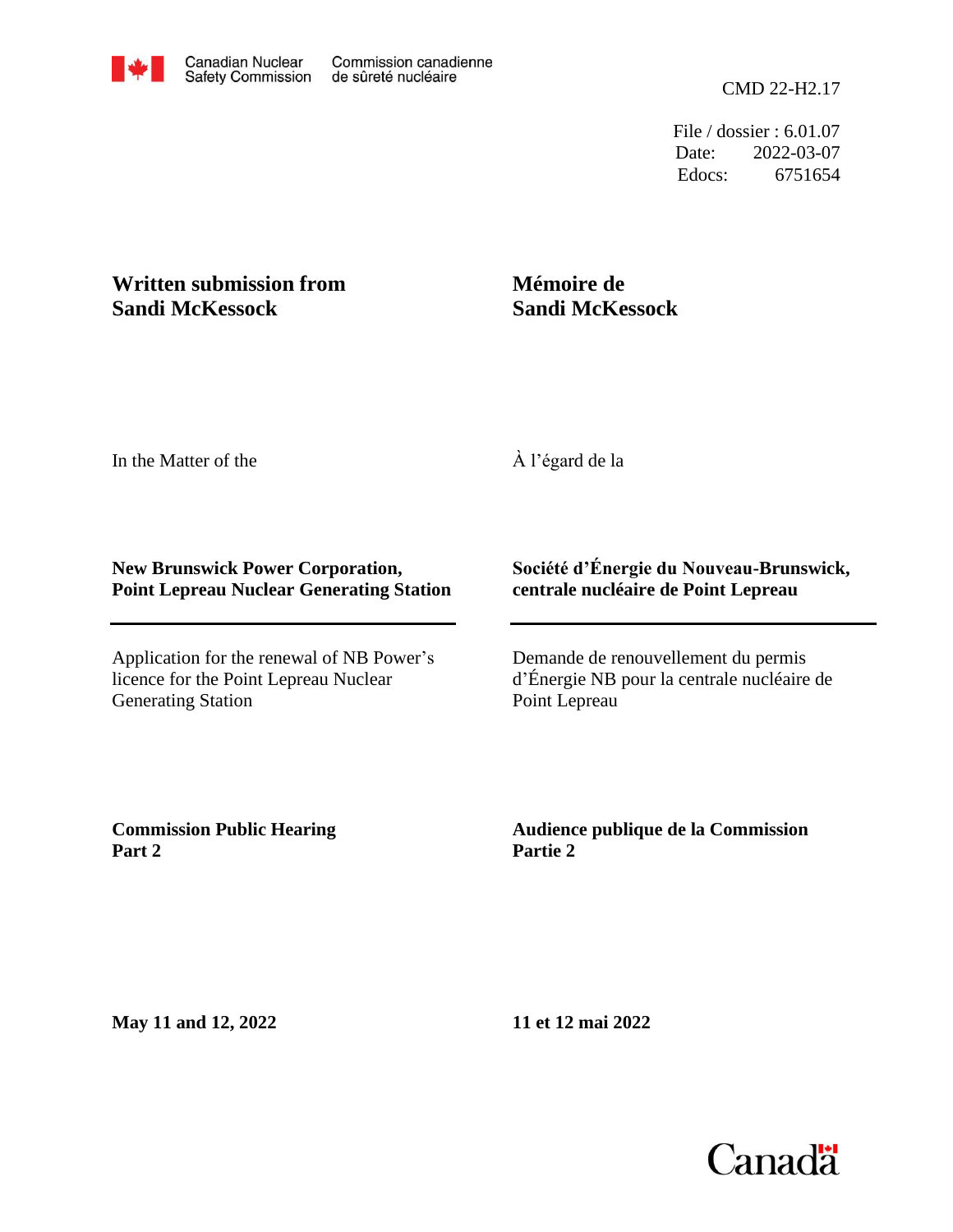Canadian Nuclear Safety Commission / Commission canadienne de sûreté nucléaire

CMD 22-H2.17

File / dossier : 6.01.07
Date: 2022-03-07
Edocs: 6751654

**Written submission from Sandi McKessock**

**Mémoire de Sandi McKessock**

In the Matter of the

À l'égard de la

**New Brunswick Power Corporation, Point Lepreau Nuclear Generating Station**

**Société d'Énergie du Nouveau-Brunswick, centrale nucléaire de Point Lepreau**

---

Application for the renewal of NB Power's licence for the Point Lepreau Nuclear Generating Station

Demande de renouvellement du permis d'Énergie NB pour la centrale nucléaire de Point Lepreau

**Commission Public Hearing Part 2**

**Audience publique de la Commission Partie 2**

**May 11 and 12, 2022**

**11 et 12 mai 2022**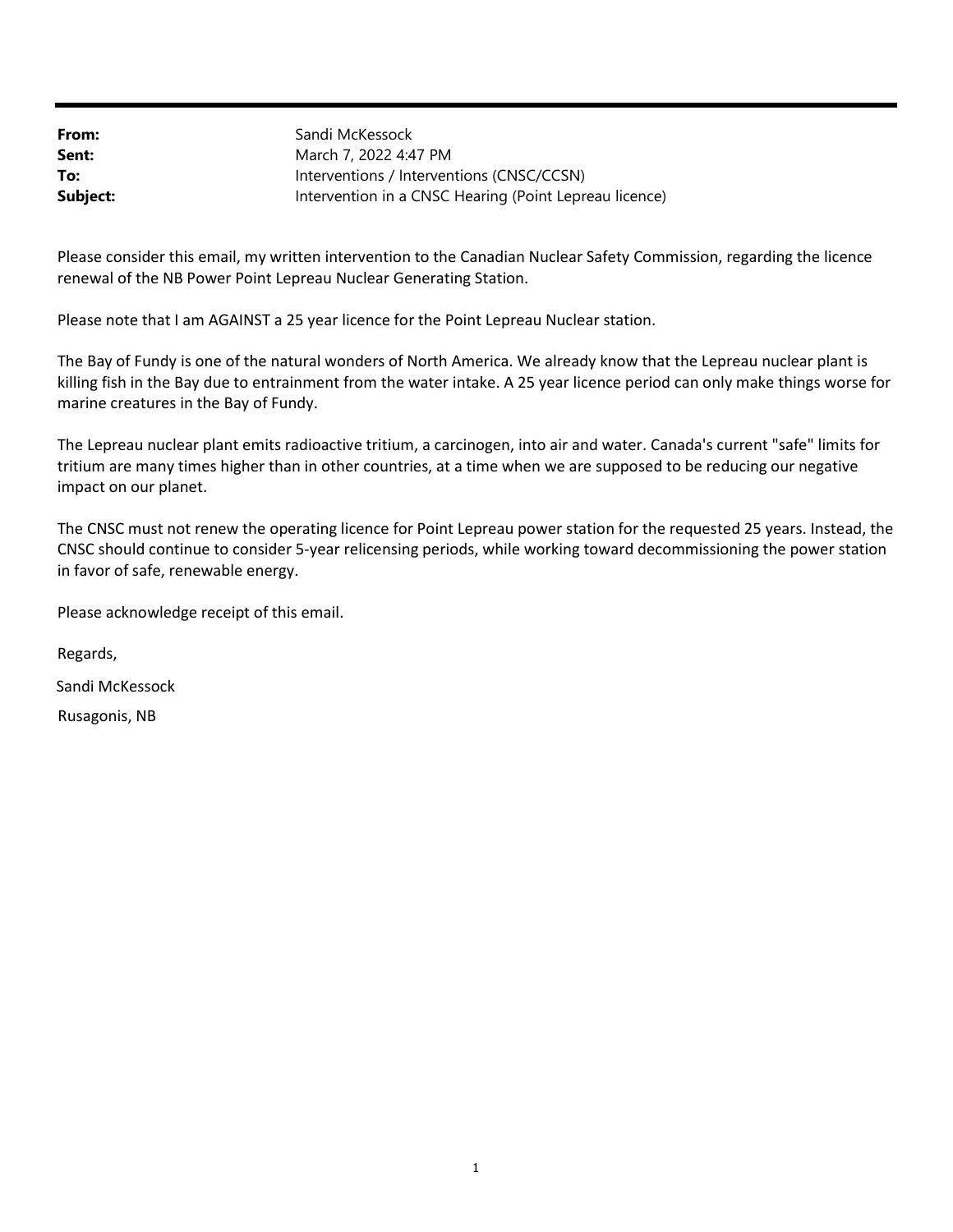**From:** Sandi McKessock
**Sent:** March 7, 2022 4:47 PM
**To:** Interventions / Interventions (CNSC/CCSN)
**Subject:** Intervention in a CNSC Hearing (Point Lepreau licence)

Please consider this email, my written intervention to the Canadian Nuclear Safety Commission, regarding the licence renewal of the NB Power Point Lepreau Nuclear Generating Station.

Please note that I am AGAINST a 25 year licence for the Point Lepreau Nuclear station.

The Bay of Fundy is one of the natural wonders of North America. We already know that the Lepreau nuclear plant is killing fish in the Bay due to entrainment from the water intake. A 25 year licence period can only make things worse for marine creatures in the Bay of Fundy.

The Lepreau nuclear plant emits radioactive tritium, a carcinogen, into air and water. Canada's current "safe" limits for tritium are many times higher than in other countries, at a time when we are supposed to be reducing our negative impact on our planet.

The CNSC must not renew the operating licence for Point Lepreau power station for the requested 25 years. Instead, the CNSC should continue to consider 5-year relicensing periods, while working toward decommissioning the power station in favor of safe, renewable energy.

Please acknowledge receipt of this email.

Regards,

Sandi McKessock

Rusagonis, NB